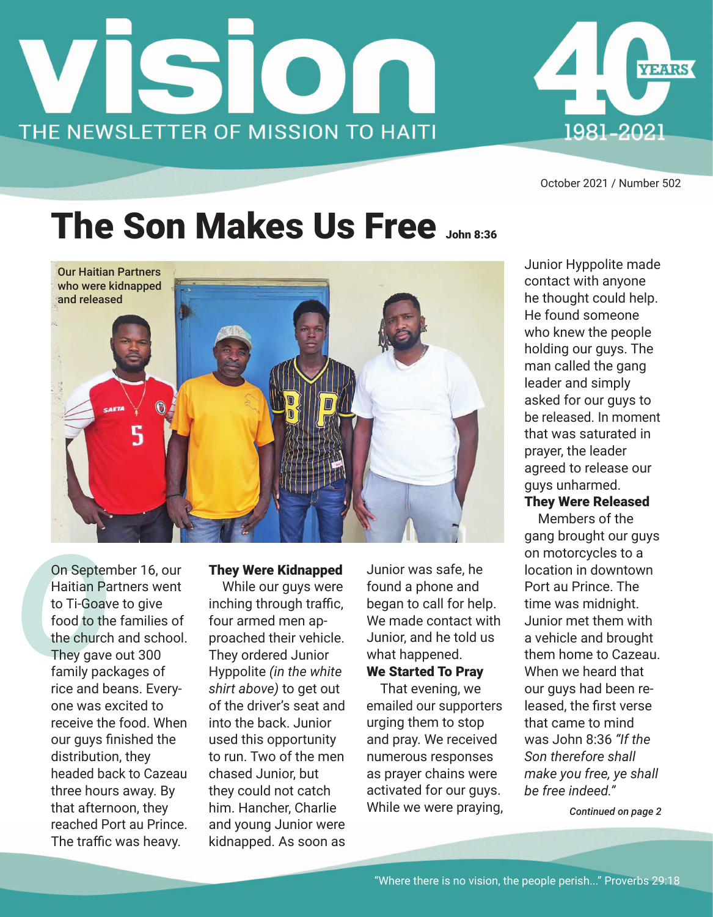# vision

THE NEWSLETTER OF MISSION TO HAITI

40 YEARS 1981-2021

October 2021 / Number 502

# The Son Makes Us Free John 8:36

Our Haitian Partners who were kidnapped and released

On September 16, our Haitian Partners went to Ti-Goave to give food to the families of the church and school. They gave out 300 family packages of rice and beans. Everyone was excited to receive the food. When our guys finished the distribution, they headed back to Cazeau three hours away. By that afternoon, they reached Port au Prince. The traffic was heavy.

**They Were Kidnapped**

While our guys were inching through traffic, four armed men approached their vehicle. They ordered Junior Hyppolite *(in the white shirt above)* to get out of the driver's seat and into the back. Junior used this opportunity to run. Two of the men chased Junior, but they could not catch him. Hancher, Charlie and young Junior were kidnapped. As soon as Junior was safe, he found a phone and began to call for help. We made contact with Junior, and he told us what happened.

**We Started To Pray**

That evening, we emailed our supporters urging them to stop and pray. We received numerous responses as prayer chains were activated for our guys. While we were praying, Junior Hyppolite made contact with anyone he thought could help. He found someone who knew the people holding our guys. The man called the gang leader and simply asked for our guys to be released. In moment that was saturated in prayer, the leader agreed to release our guys unharmed.

**They Were Released**

Members of the gang brought our guys on motorcycles to a location in downtown Port au Prince. The time was midnight. Junior met them with a vehicle and brought them home to Cazeau. When we heard that our guys had been released, the first verse that came to mind was John 8:36 *"If the Son therefore shall make you free, ye shall be free indeed."*

*Continued on page 2*

"Where there is no vision, the people perish..." Proverbs 29:18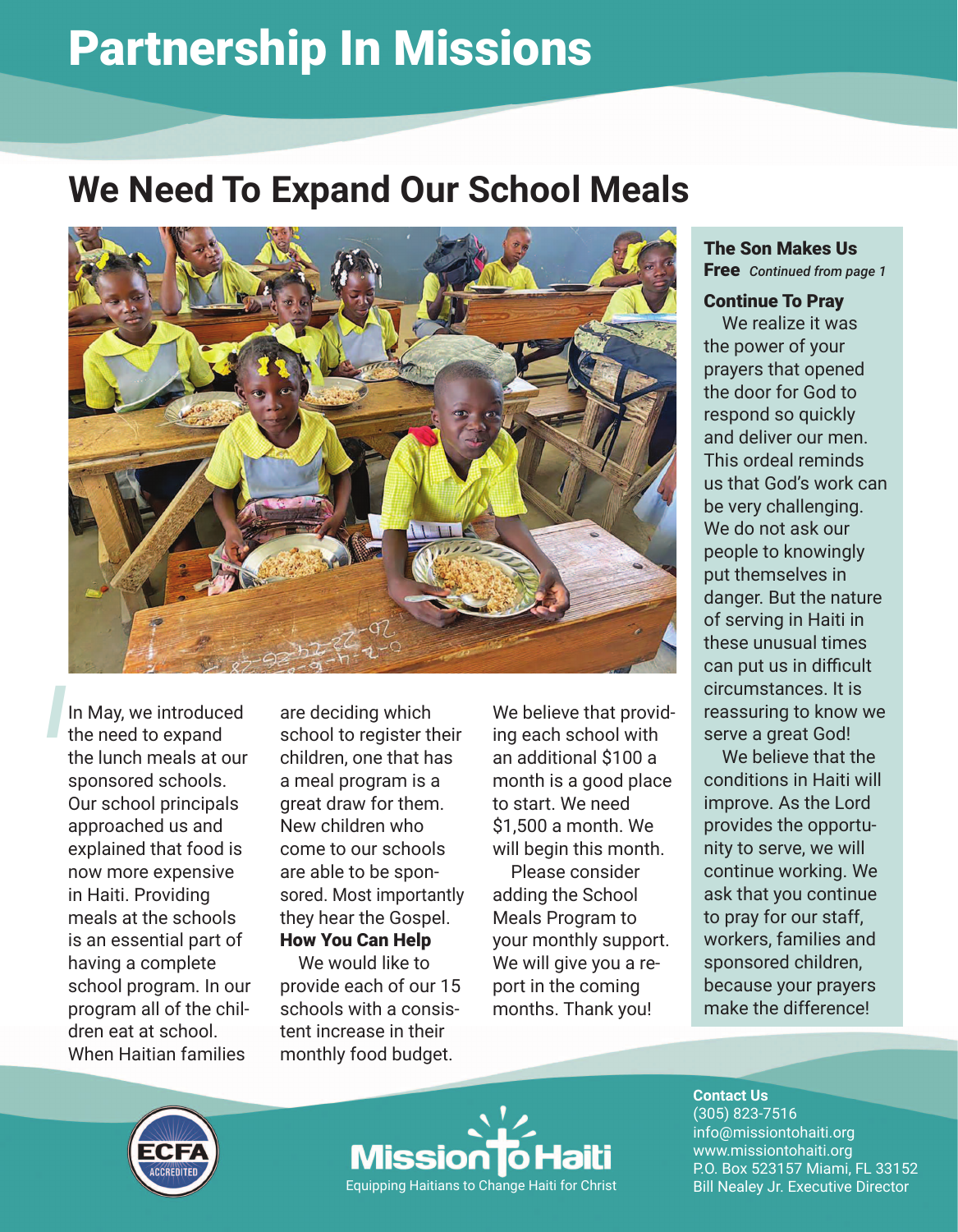# Partnership In Missions

## We Need To Expand Our School Meals

In May, we introduced the need to expand the lunch meals at our sponsored schools. Our school principals approached us and explained that food is now more expensive in Haiti. Providing meals at the schools is an essential part of having a complete school program. In our program all of the children eat at school. When Haitian families are deciding which school to register their children, one that has a meal program is a great draw for them. New children who come to our schools are able to be sponsored. Most importantly they hear the Gospel.

**How You Can Help**

We would like to provide each of our 15 schools with a consistent increase in their monthly food budget. We believe that providing each school with an additional $100 a month is a good place to start. We need $1,500 a month. We will begin this month.

Please consider adding the School Meals Program to your monthly support. We will give you a report in the coming months. Thank you!

### The Son Makes Us Free *Continued from page 1*

**Continue To Pray**

We realize it was the power of your prayers that opened the door for God to respond so quickly and deliver our men. This ordeal reminds us that God's work can be very challenging. We do not ask our people to knowingly put themselves in danger. But the nature of serving in Haiti in these unusual times can put us in difficult circumstances. It is reassuring to know we serve a great God!

We believe that the conditions in Haiti will improve. As the Lord provides the opportunity to serve, we will continue working. We ask that you continue to pray for our staff, workers, families and sponsored children, because your prayers make the difference!

ECFA ACCREDITED

Mission to Haiti
Equipping Haitians to Change Haiti for Christ

**Contact Us**
(305) 823-7516
info@missiontohaiti.org
www.missiontohaiti.org
P.O. Box 523157 Miami, FL 33152
Bill Nealey Jr. Executive Director